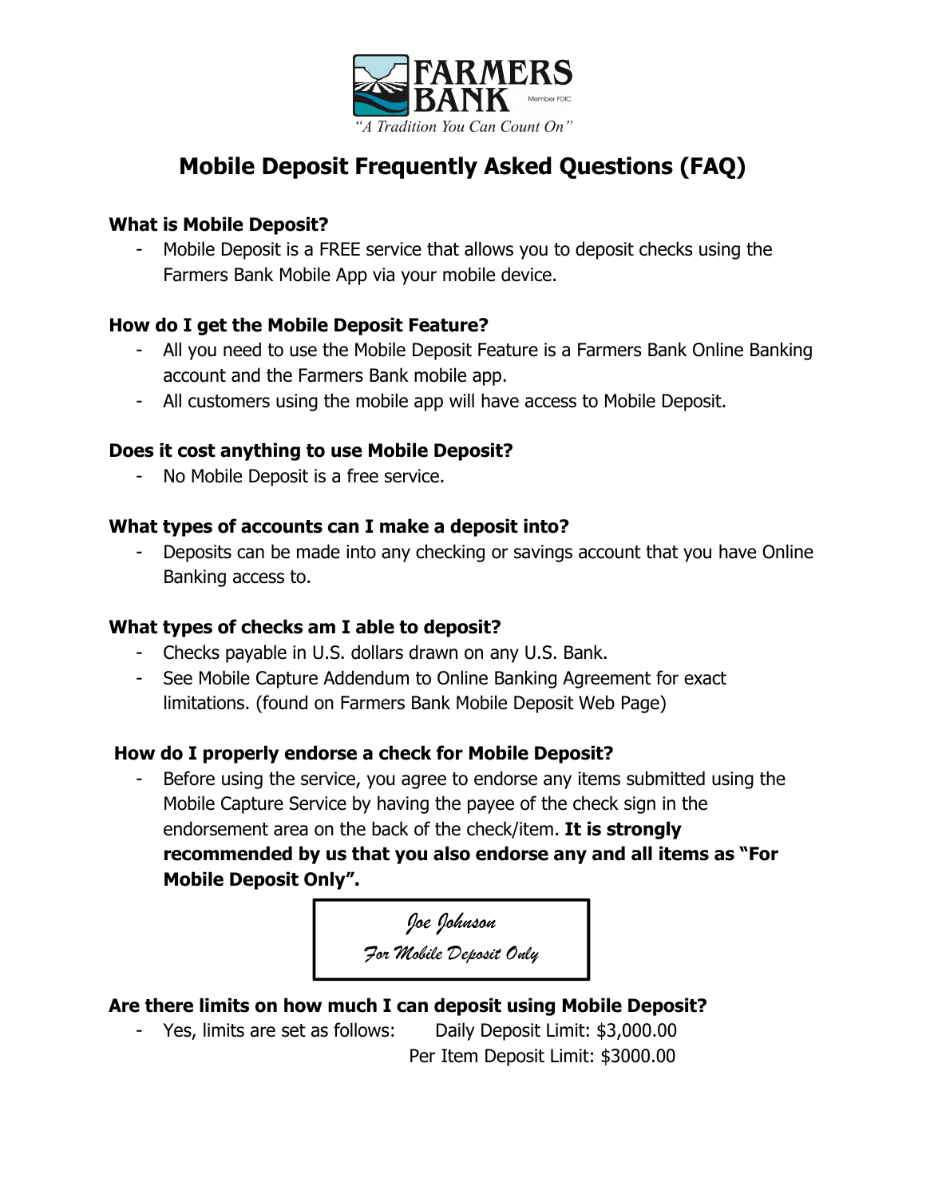FARMERS BANK

Member FDIC

*"A Tradition You Can Count On"*

# Mobile Deposit Frequently Asked Questions (FAQ)

**What is Mobile Deposit?**

- Mobile Deposit is a FREE service that allows you to deposit checks using the Farmers Bank Mobile App via your mobile device.

**How do I get the Mobile Deposit Feature?**

- All you need to use the Mobile Deposit Feature is a Farmers Bank Online Banking account and the Farmers Bank mobile app.
- All customers using the mobile app will have access to Mobile Deposit.

**Does it cost anything to use Mobile Deposit?**

- No Mobile Deposit is a free service.

**What types of accounts can I make a deposit into?**

- Deposits can be made into any checking or savings account that you have Online Banking access to.

**What types of checks am I able to deposit?**

- Checks payable in U.S. dollars drawn on any U.S. Bank.
- See Mobile Capture Addendum to Online Banking Agreement for exact limitations. (found on Farmers Bank Mobile Deposit Web Page)

**How do I properly endorse a check for Mobile Deposit?**

- Before using the service, you agree to endorse any items submitted using the Mobile Capture Service by having the payee of the check sign in the endorsement area on the back of the check/item. **It is strongly recommended by us that you also endorse any and all items as "For Mobile Deposit Only".**

> *Joe Johnson*
> *For Mobile Deposit Only*

**Are there limits on how much I can deposit using Mobile Deposit?**

- Yes, limits are set as follows: Daily Deposit Limit: $3,000.00
  Per Item Deposit Limit: $3000.00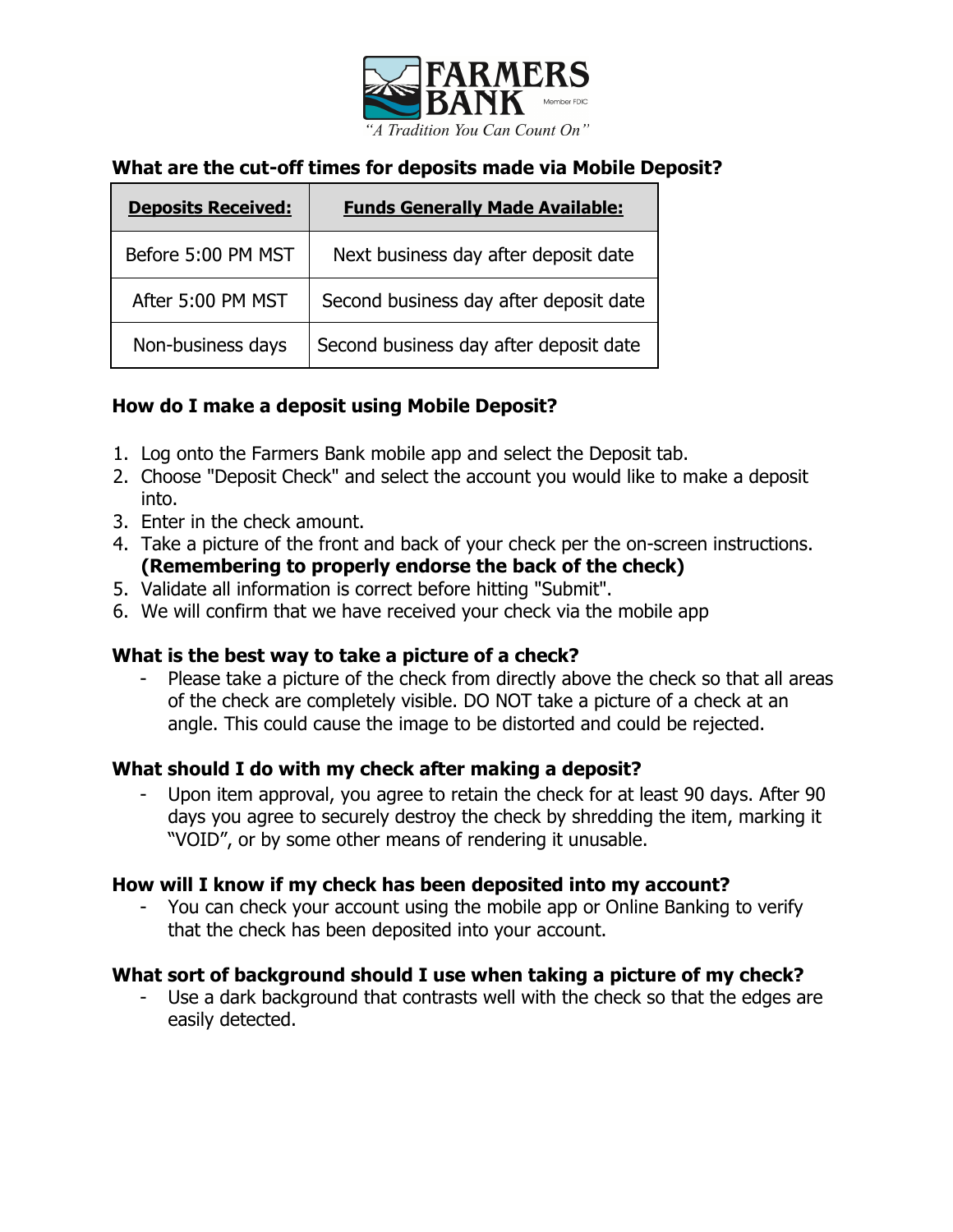**FARMERS BANK** Member FDIC

*"A Tradition You Can Count On"*

### What are the cut-off times for deposits made via Mobile Deposit?

| Deposits Received: | Funds Generally Made Available: |
|---|---|
| Before 5:00 PM MST | Next business day after deposit date |
| After 5:00 PM MST | Second business day after deposit date |
| Non-business days | Second business day after deposit date |

### How do I make a deposit using Mobile Deposit?

1. Log onto the Farmers Bank mobile app and select the Deposit tab.
2. Choose "Deposit Check" and select the account you would like to make a deposit into.
3. Enter in the check amount.
4. Take a picture of the front and back of your check per the on-screen instructions. **(Remembering to properly endorse the back of the check)**
5. Validate all information is correct before hitting "Submit".
6. We will confirm that we have received your check via the mobile app

### What is the best way to take a picture of a check?

- Please take a picture of the check from directly above the check so that all areas of the check are completely visible. DO NOT take a picture of a check at an angle. This could cause the image to be distorted and could be rejected.

### What should I do with my check after making a deposit?

- Upon item approval, you agree to retain the check for at least 90 days. After 90 days you agree to securely destroy the check by shredding the item, marking it "VOID", or by some other means of rendering it unusable.

### How will I know if my check has been deposited into my account?

- You can check your account using the mobile app or Online Banking to verify that the check has been deposited into your account.

### What sort of background should I use when taking a picture of my check?

- Use a dark background that contrasts well with the check so that the edges are easily detected.